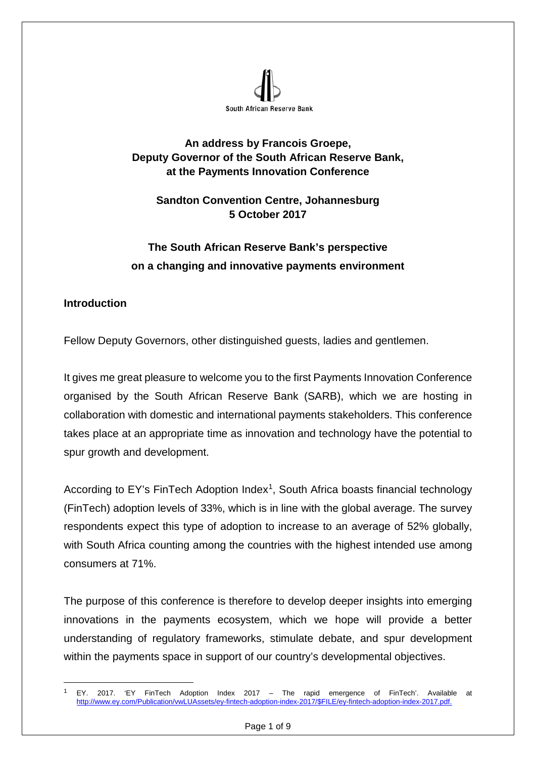South African Reserve Bank

**An address by Francois Groepe,
Deputy Governor of the South African Reserve Bank,
at the Payments Innovation Conference**

**Sandton Convention Centre, Johannesburg
5 October 2017**

# The South African Reserve Bank's perspective on a changing and innovative payments environment

## Introduction

Fellow Deputy Governors, other distinguished guests, ladies and gentlemen.

It gives me great pleasure to welcome you to the first Payments Innovation Conference organised by the South African Reserve Bank (SARB), which we are hosting in collaboration with domestic and international payments stakeholders. This conference takes place at an appropriate time as innovation and technology have the potential to spur growth and development.

According to EY's FinTech Adoption Index[1], South Africa boasts financial technology (FinTech) adoption levels of 33%, which is in line with the global average. The survey respondents expect this type of adoption to increase to an average of 52% globally, with South Africa counting among the countries with the highest intended use among consumers at 71%.

The purpose of this conference is therefore to develop deeper insights into emerging innovations in the payments ecosystem, which we hope will provide a better understanding of regulatory frameworks, stimulate debate, and spur development within the payments space in support of our country's developmental objectives.

---

[1] EY. 2017. 'EY FinTech Adoption Index 2017 – The rapid emergence of FinTech'. Available at http://www.ey.com/Publication/vwLUAssets/ey-fintech-adoption-index-2017/$FILE/ey-fintech-adoption-index-2017.pdf.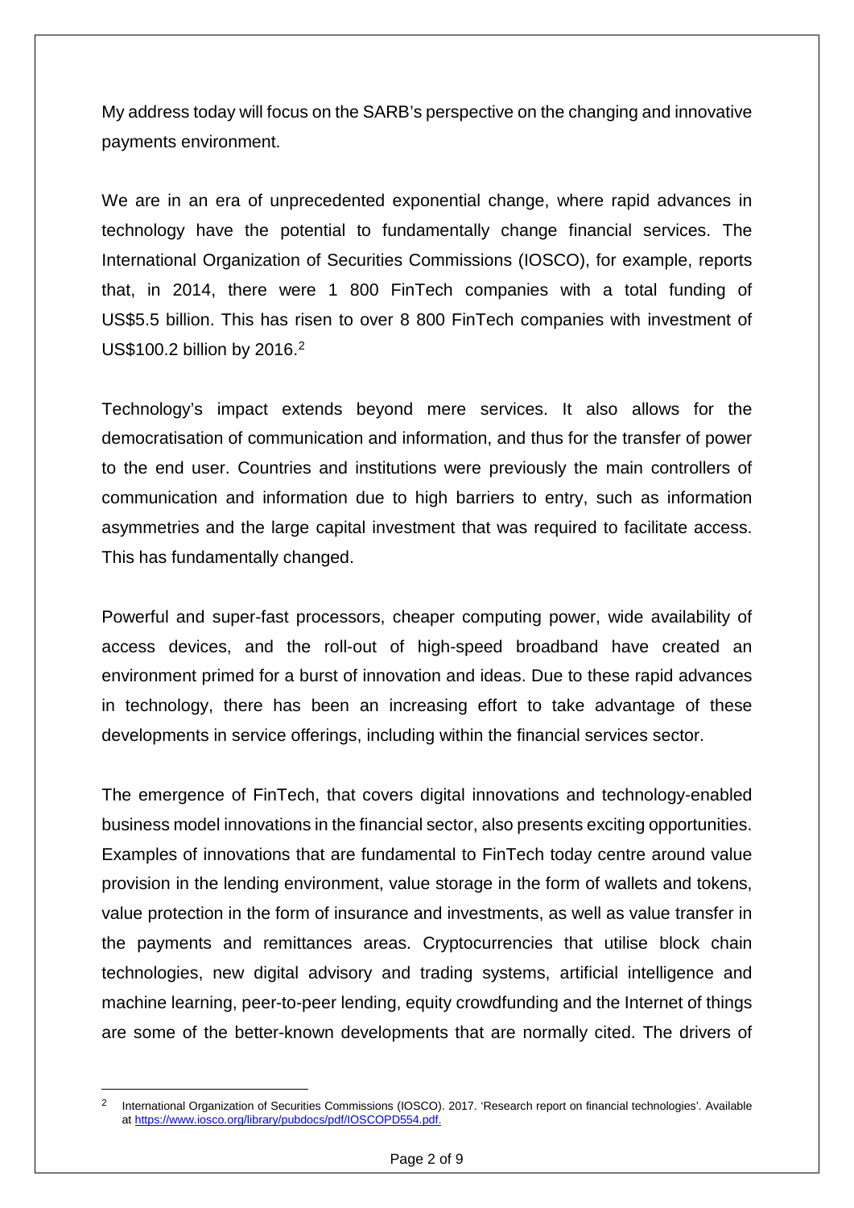My address today will focus on the SARB's perspective on the changing and innovative payments environment.

We are in an era of unprecedented exponential change, where rapid advances in technology have the potential to fundamentally change financial services. The International Organization of Securities Commissions (IOSCO), for example, reports that, in 2014, there were 1 800 FinTech companies with a total funding of US$5.5 billion. This has risen to over 8 800 FinTech companies with investment of US$100.2 billion by 2016.[2]

Technology's impact extends beyond mere services. It also allows for the democratisation of communication and information, and thus for the transfer of power to the end user. Countries and institutions were previously the main controllers of communication and information due to high barriers to entry, such as information asymmetries and the large capital investment that was required to facilitate access. This has fundamentally changed.

Powerful and super-fast processors, cheaper computing power, wide availability of access devices, and the roll-out of high-speed broadband have created an environment primed for a burst of innovation and ideas. Due to these rapid advances in technology, there has been an increasing effort to take advantage of these developments in service offerings, including within the financial services sector.

The emergence of FinTech, that covers digital innovations and technology-enabled business model innovations in the financial sector, also presents exciting opportunities. Examples of innovations that are fundamental to FinTech today centre around value provision in the lending environment, value storage in the form of wallets and tokens, value protection in the form of insurance and investments, as well as value transfer in the payments and remittances areas. Cryptocurrencies that utilise block chain technologies, new digital advisory and trading systems, artificial intelligence and machine learning, peer-to-peer lending, equity crowdfunding and the Internet of things are some of the better-known developments that are normally cited. The drivers of

---

[2] International Organization of Securities Commissions (IOSCO). 2017. 'Research report on financial technologies'. Available at https://www.iosco.org/library/pubdocs/pdf/IOSCOPD554.pdf.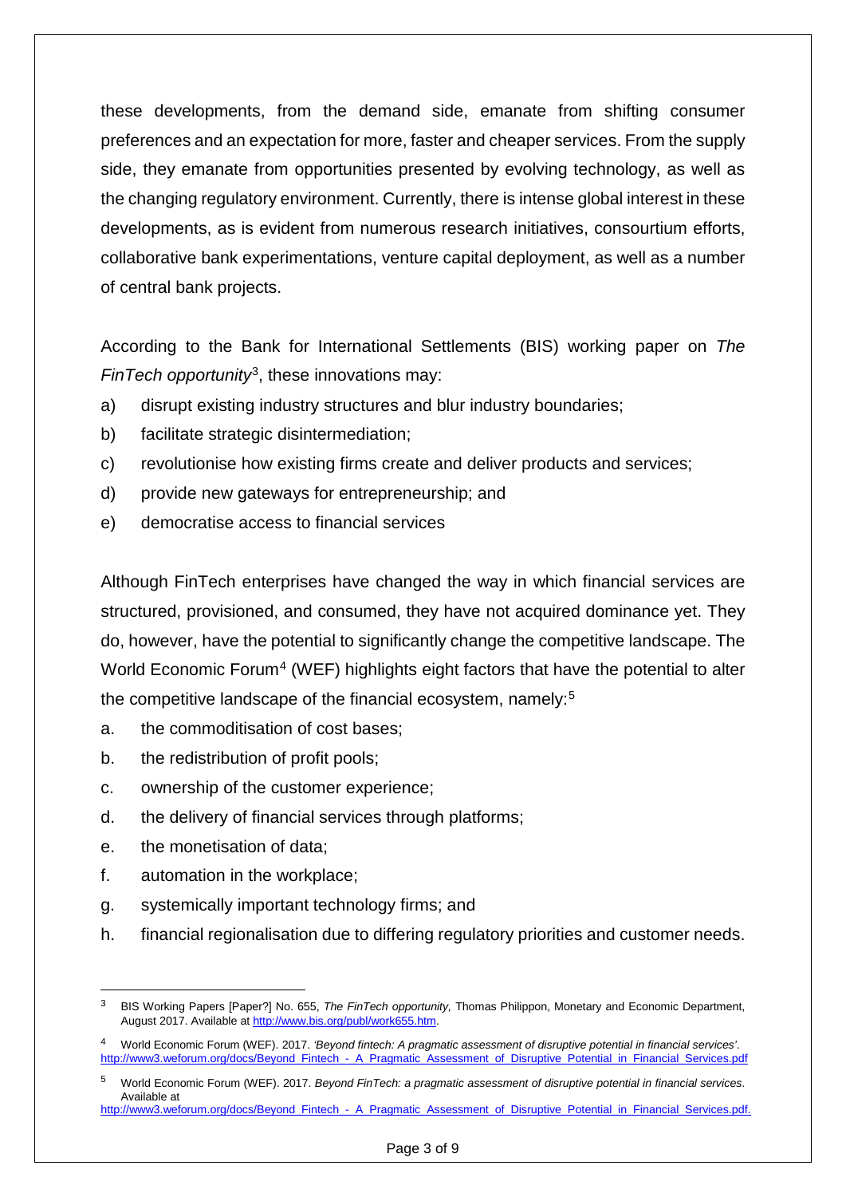these developments, from the demand side, emanate from shifting consumer preferences and an expectation for more, faster and cheaper services. From the supply side, they emanate from opportunities presented by evolving technology, as well as the changing regulatory environment. Currently, there is intense global interest in these developments, as is evident from numerous research initiatives, consourtium efforts, collaborative bank experimentations, venture capital deployment, as well as a number of central bank projects.

According to the Bank for International Settlements (BIS) working paper on *The FinTech opportunity*[3], these innovations may:

a) disrupt existing industry structures and blur industry boundaries;
b) facilitate strategic disintermediation;
c) revolutionise how existing firms create and deliver products and services;
d) provide new gateways for entrepreneurship; and
e) democratise access to financial services

Although FinTech enterprises have changed the way in which financial services are structured, provisioned, and consumed, they have not acquired dominance yet. They do, however, have the potential to significantly change the competitive landscape. The World Economic Forum[4] (WEF) highlights eight factors that have the potential to alter the competitive landscape of the financial ecosystem, namely:[5]

a. the commoditisation of cost bases;
b. the redistribution of profit pools;
c. ownership of the customer experience;
d. the delivery of financial services through platforms;
e. the monetisation of data;
f. automation in the workplace;
g. systemically important technology firms; and
h. financial regionalisation due to differing regulatory priorities and customer needs.

---

[3] BIS Working Papers [Paper?] No. 655, *The FinTech opportunity,* Thomas Philippon, Monetary and Economic Department, August 2017. Available at http://www.bis.org/publ/work655.htm.

[4] World Economic Forum (WEF). 2017. *'Beyond fintech: A pragmatic assessment of disruptive potential in financial services'*. http://www3.weforum.org/docs/Beyond_Fintech_-_A_Pragmatic_Assessment_of_Disruptive_Potential_in_Financial_Services.pdf

[5] World Economic Forum (WEF). 2017. *Beyond FinTech: a pragmatic assessment of disruptive potential in financial services*. Available at http://www3.weforum.org/docs/Beyond_Fintech_-_A_Pragmatic_Assessment_of_Disruptive_Potential_in_Financial_Services.pdf.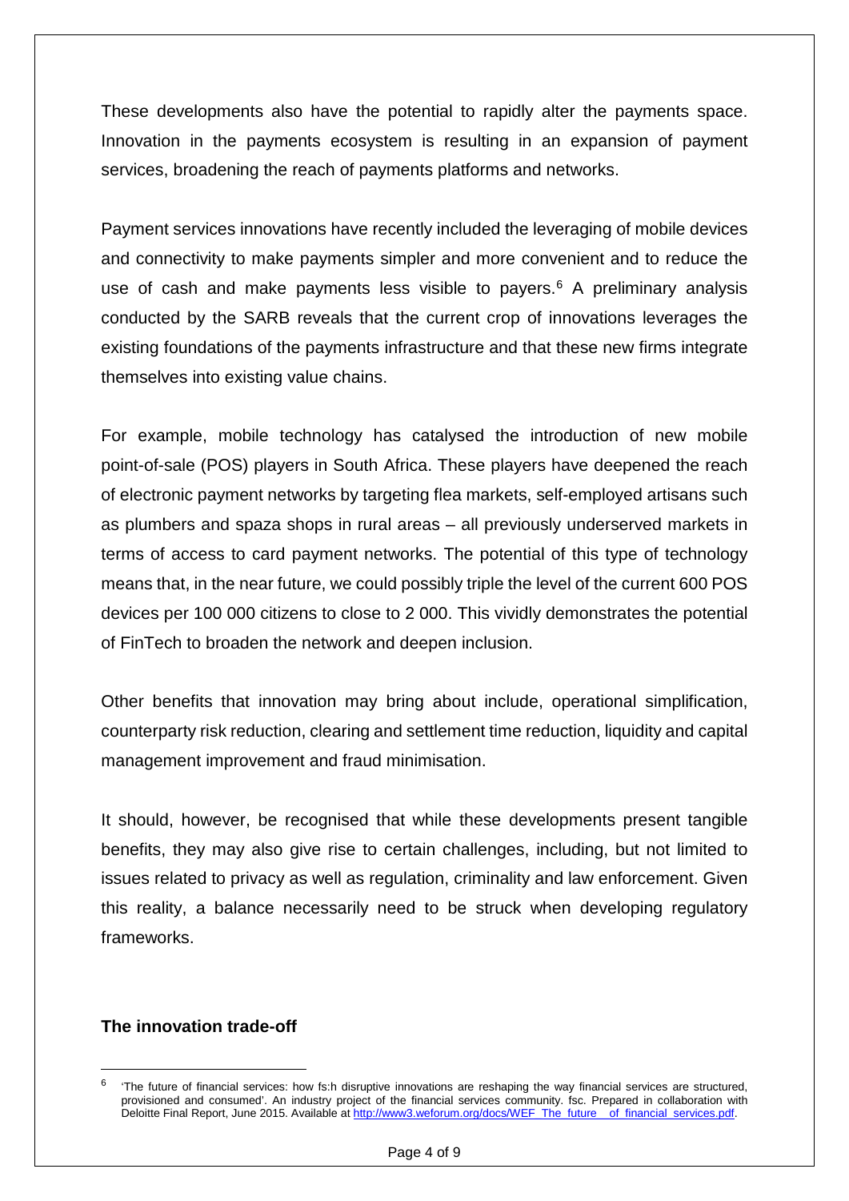These developments also have the potential to rapidly alter the payments space. Innovation in the payments ecosystem is resulting in an expansion of payment services, broadening the reach of payments platforms and networks.

Payment services innovations have recently included the leveraging of mobile devices and connectivity to make payments simpler and more convenient and to reduce the use of cash and make payments less visible to payers.[6] A preliminary analysis conducted by the SARB reveals that the current crop of innovations leverages the existing foundations of the payments infrastructure and that these new firms integrate themselves into existing value chains.

For example, mobile technology has catalysed the introduction of new mobile point-of-sale (POS) players in South Africa. These players have deepened the reach of electronic payment networks by targeting flea markets, self-employed artisans such as plumbers and spaza shops in rural areas – all previously underserved markets in terms of access to card payment networks. The potential of this type of technology means that, in the near future, we could possibly triple the level of the current 600 POS devices per 100 000 citizens to close to 2 000. This vividly demonstrates the potential of FinTech to broaden the network and deepen inclusion.

Other benefits that innovation may bring about include, operational simplification, counterparty risk reduction, clearing and settlement time reduction, liquidity and capital management improvement and fraud minimisation.

It should, however, be recognised that while these developments present tangible benefits, they may also give rise to certain challenges, including, but not limited to issues related to privacy as well as regulation, criminality and law enforcement. Given this reality, a balance necessarily need to be struck when developing regulatory frameworks.

**The innovation trade-off**

---

[6] 'The future of financial services: how fs:h disruptive innovations are reshaping the way financial services are structured, provisioned and consumed'. An industry project of the financial services community. fsc. Prepared in collaboration with Deloitte Final Report, June 2015. Available at http://www3.weforum.org/docs/WEF_The_future__of_financial_services.pdf.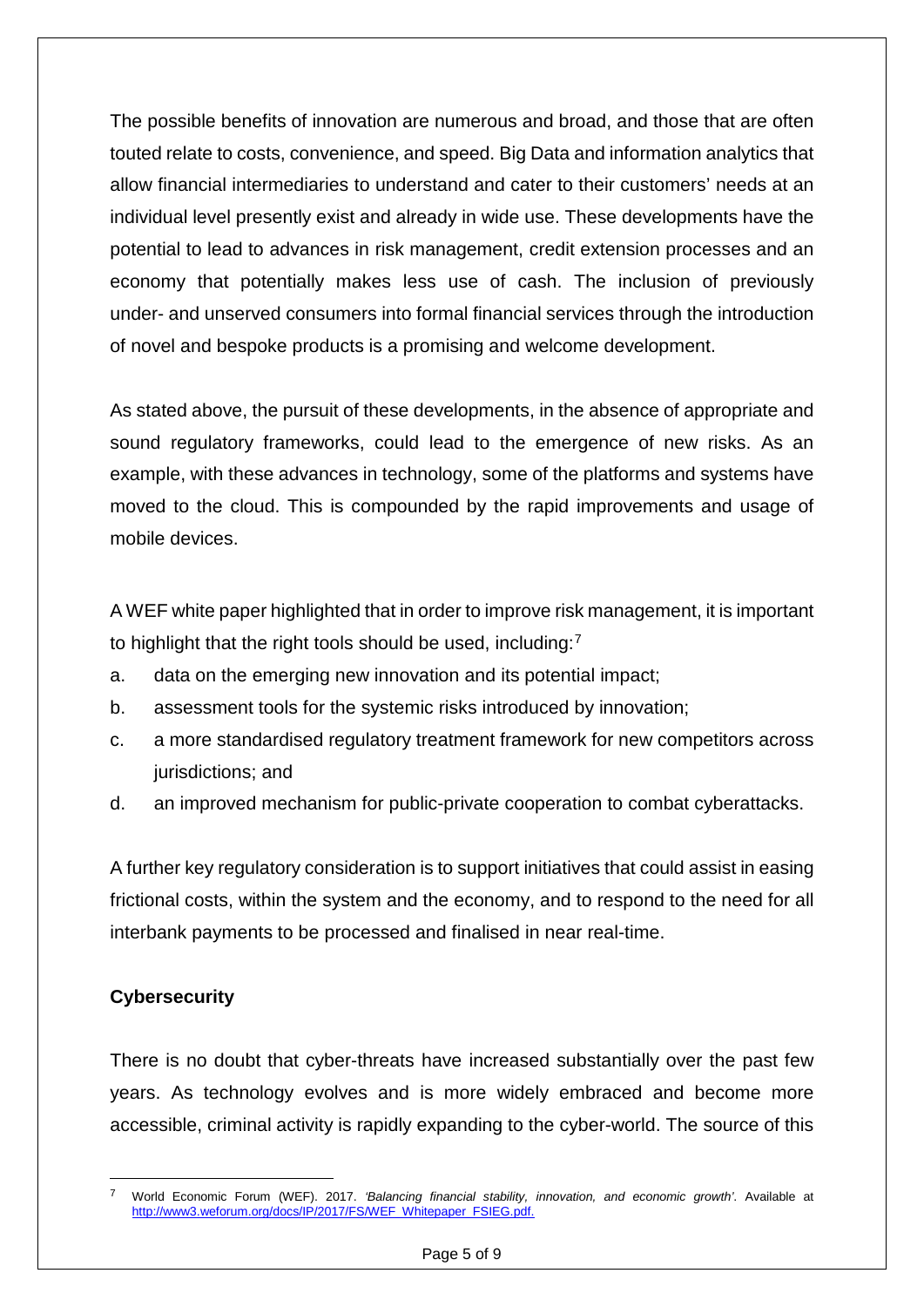The possible benefits of innovation are numerous and broad, and those that are often touted relate to costs, convenience, and speed. Big Data and information analytics that allow financial intermediaries to understand and cater to their customers' needs at an individual level presently exist and already in wide use. These developments have the potential to lead to advances in risk management, credit extension processes and an economy that potentially makes less use of cash. The inclusion of previously under- and unserved consumers into formal financial services through the introduction of novel and bespoke products is a promising and welcome development.

As stated above, the pursuit of these developments, in the absence of appropriate and sound regulatory frameworks, could lead to the emergence of new risks. As an example, with these advances in technology, some of the platforms and systems have moved to the cloud. This is compounded by the rapid improvements and usage of mobile devices.

A WEF white paper highlighted that in order to improve risk management, it is important to highlight that the right tools should be used, including:[7]

a. data on the emerging new innovation and its potential impact;
b. assessment tools for the systemic risks introduced by innovation;
c. a more standardised regulatory treatment framework for new competitors across jurisdictions; and
d. an improved mechanism for public-private cooperation to combat cyberattacks.

A further key regulatory consideration is to support initiatives that could assist in easing frictional costs, within the system and the economy, and to respond to the need for all interbank payments to be processed and finalised in near real-time.

**Cybersecurity**

There is no doubt that cyber-threats have increased substantially over the past few years. As technology evolves and is more widely embraced and become more accessible, criminal activity is rapidly expanding to the cyber-world. The source of this

---

[7] World Economic Forum (WEF). 2017. *'Balancing financial stability, innovation, and economic growth'*. Available at http://www3.weforum.org/docs/IP/2017/FS/WEF_Whitepaper_FSIEG.pdf.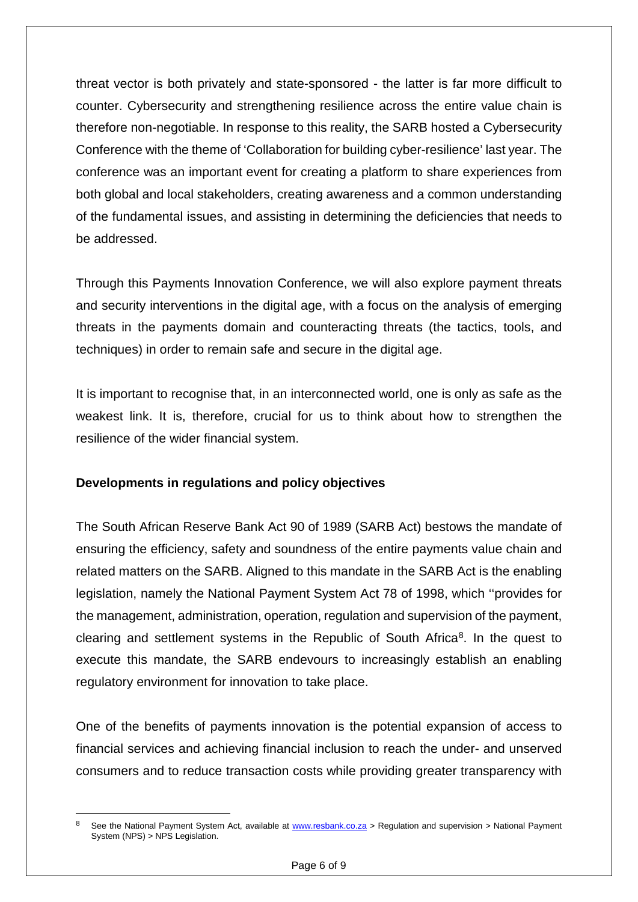threat vector is both privately and state-sponsored - the latter is far more difficult to counter. Cybersecurity and strengthening resilience across the entire value chain is therefore non-negotiable. In response to this reality, the SARB hosted a Cybersecurity Conference with the theme of 'Collaboration for building cyber-resilience' last year. The conference was an important event for creating a platform to share experiences from both global and local stakeholders, creating awareness and a common understanding of the fundamental issues, and assisting in determining the deficiencies that needs to be addressed.

Through this Payments Innovation Conference, we will also explore payment threats and security interventions in the digital age, with a focus on the analysis of emerging threats in the payments domain and counteracting threats (the tactics, tools, and techniques) in order to remain safe and secure in the digital age.

It is important to recognise that, in an interconnected world, one is only as safe as the weakest link. It is, therefore, crucial for us to think about how to strengthen the resilience of the wider financial system.

**Developments in regulations and policy objectives**

The South African Reserve Bank Act 90 of 1989 (SARB Act) bestows the mandate of ensuring the efficiency, safety and soundness of the entire payments value chain and related matters on the SARB. Aligned to this mandate in the SARB Act is the enabling legislation, namely the National Payment System Act 78 of 1998, which ''provides for the management, administration, operation, regulation and supervision of the payment, clearing and settlement systems in the Republic of South Africa[8]. In the quest to execute this mandate, the SARB endevours to increasingly establish an enabling regulatory environment for innovation to take place.

One of the benefits of payments innovation is the potential expansion of access to financial services and achieving financial inclusion to reach the under- and unserved consumers and to reduce transaction costs while providing greater transparency with

[8] See the National Payment System Act, available at www.resbank.co.za > Regulation and supervision > National Payment System (NPS) > NPS Legislation.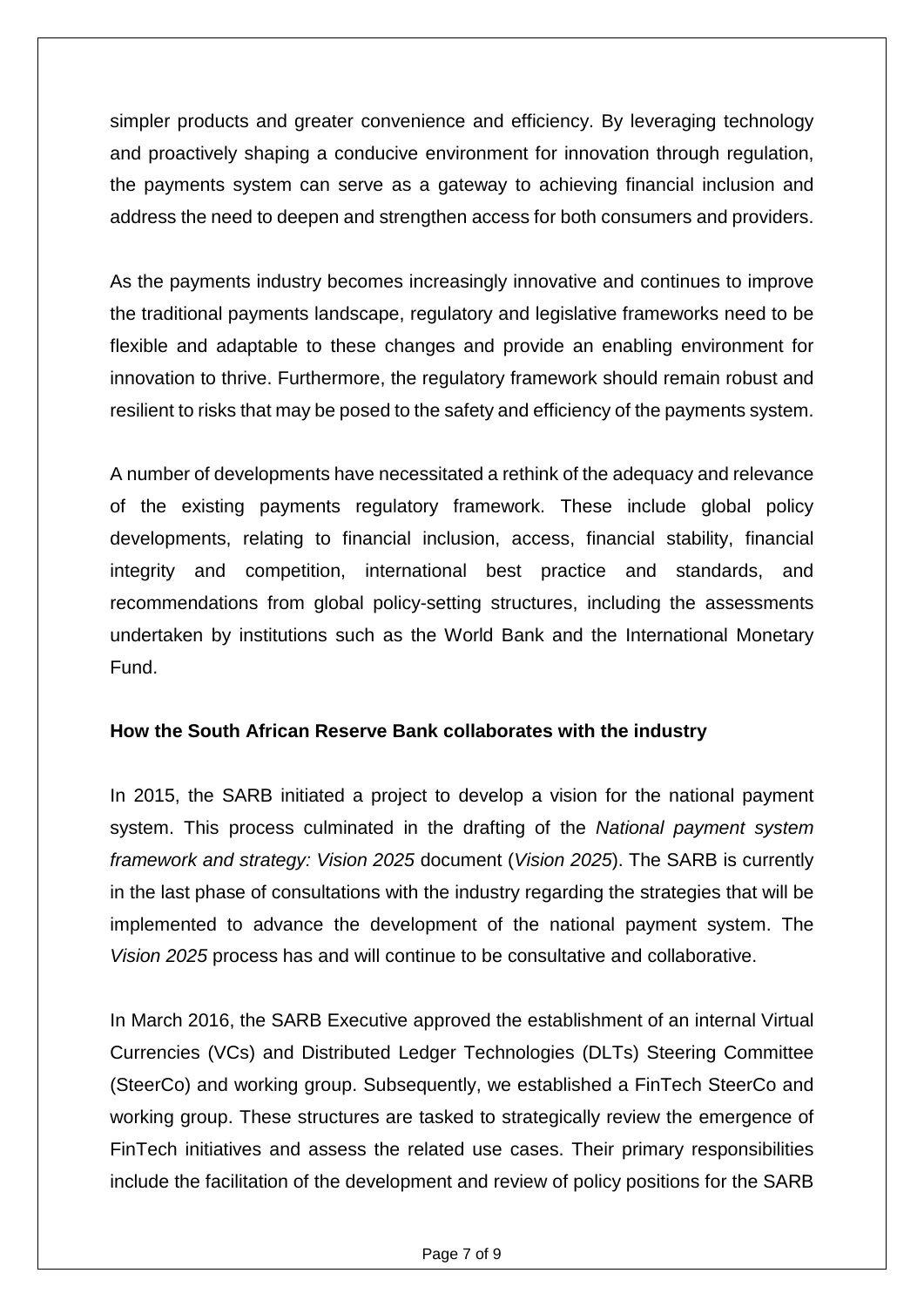simpler products and greater convenience and efficiency. By leveraging technology and proactively shaping a conducive environment for innovation through regulation, the payments system can serve as a gateway to achieving financial inclusion and address the need to deepen and strengthen access for both consumers and providers.

As the payments industry becomes increasingly innovative and continues to improve the traditional payments landscape, regulatory and legislative frameworks need to be flexible and adaptable to these changes and provide an enabling environment for innovation to thrive. Furthermore, the regulatory framework should remain robust and resilient to risks that may be posed to the safety and efficiency of the payments system.

A number of developments have necessitated a rethink of the adequacy and relevance of the existing payments regulatory framework. These include global policy developments, relating to financial inclusion, access, financial stability, financial integrity and competition, international best practice and standards, and recommendations from global policy-setting structures, including the assessments undertaken by institutions such as the World Bank and the International Monetary Fund.

**How the South African Reserve Bank collaborates with the industry**

In 2015, the SARB initiated a project to develop a vision for the national payment system. This process culminated in the drafting of the *National payment system framework and strategy: Vision 2025* document (*Vision 2025*). The SARB is currently in the last phase of consultations with the industry regarding the strategies that will be implemented to advance the development of the national payment system. The *Vision 2025* process has and will continue to be consultative and collaborative.

In March 2016, the SARB Executive approved the establishment of an internal Virtual Currencies (VCs) and Distributed Ledger Technologies (DLTs) Steering Committee (SteerCo) and working group. Subsequently, we established a FinTech SteerCo and working group. These structures are tasked to strategically review the emergence of FinTech initiatives and assess the related use cases. Their primary responsibilities include the facilitation of the development and review of policy positions for the SARB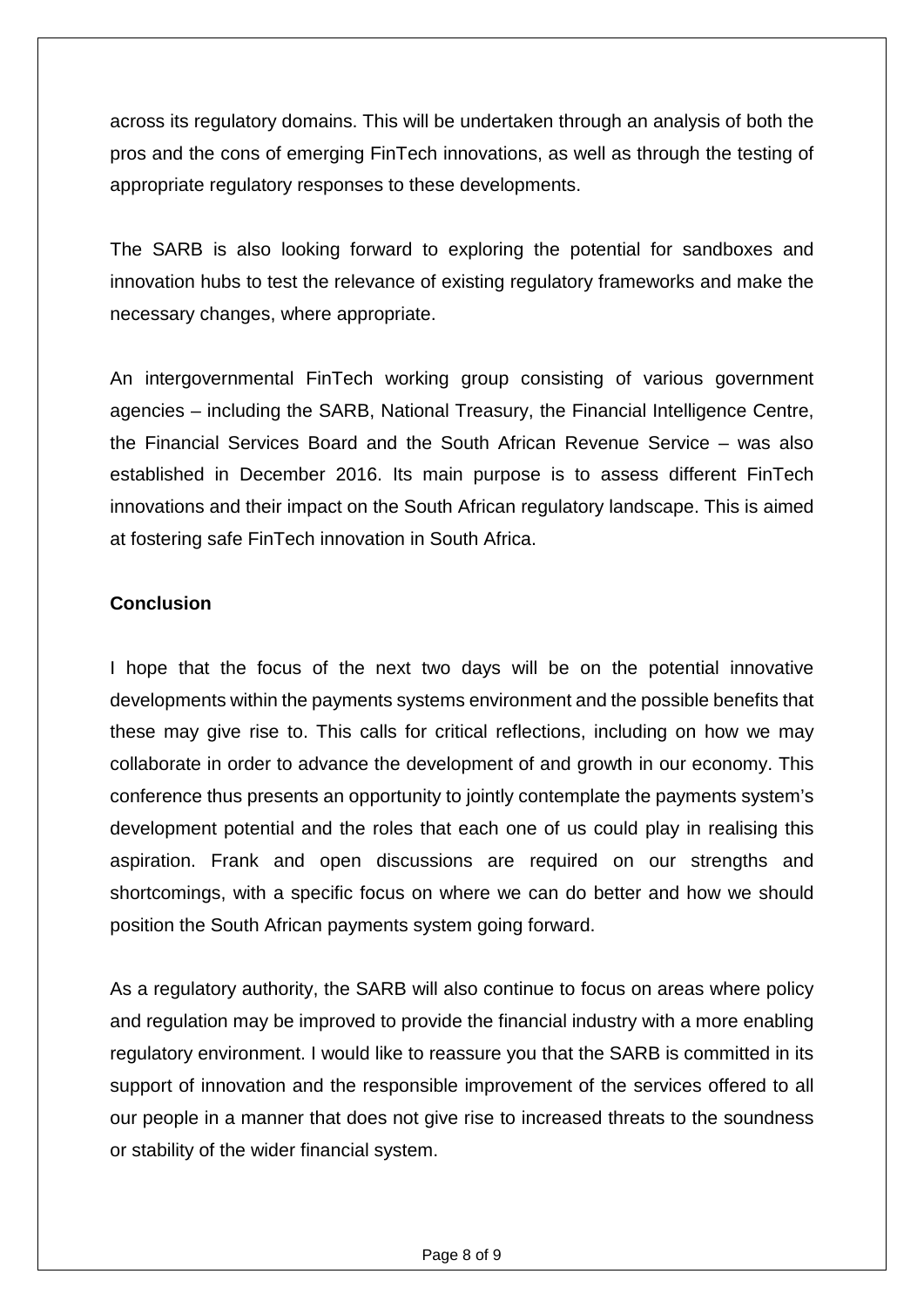across its regulatory domains. This will be undertaken through an analysis of both the pros and the cons of emerging FinTech innovations, as well as through the testing of appropriate regulatory responses to these developments.

The SARB is also looking forward to exploring the potential for sandboxes and innovation hubs to test the relevance of existing regulatory frameworks and make the necessary changes, where appropriate.

An intergovernmental FinTech working group consisting of various government agencies – including the SARB, National Treasury, the Financial Intelligence Centre, the Financial Services Board and the South African Revenue Service – was also established in December 2016. Its main purpose is to assess different FinTech innovations and their impact on the South African regulatory landscape. This is aimed at fostering safe FinTech innovation in South Africa.

**Conclusion**

I hope that the focus of the next two days will be on the potential innovative developments within the payments systems environment and the possible benefits that these may give rise to. This calls for critical reflections, including on how we may collaborate in order to advance the development of and growth in our economy. This conference thus presents an opportunity to jointly contemplate the payments system's development potential and the roles that each one of us could play in realising this aspiration. Frank and open discussions are required on our strengths and shortcomings, with a specific focus on where we can do better and how we should position the South African payments system going forward.

As a regulatory authority, the SARB will also continue to focus on areas where policy and regulation may be improved to provide the financial industry with a more enabling regulatory environment. I would like to reassure you that the SARB is committed in its support of innovation and the responsible improvement of the services offered to all our people in a manner that does not give rise to increased threats to the soundness or stability of the wider financial system.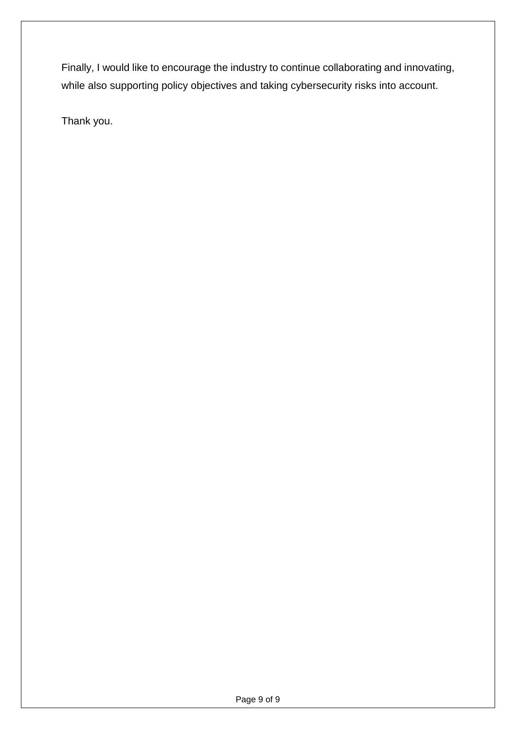Finally, I would like to encourage the industry to continue collaborating and innovating, while also supporting policy objectives and taking cybersecurity risks into account.

Thank you.